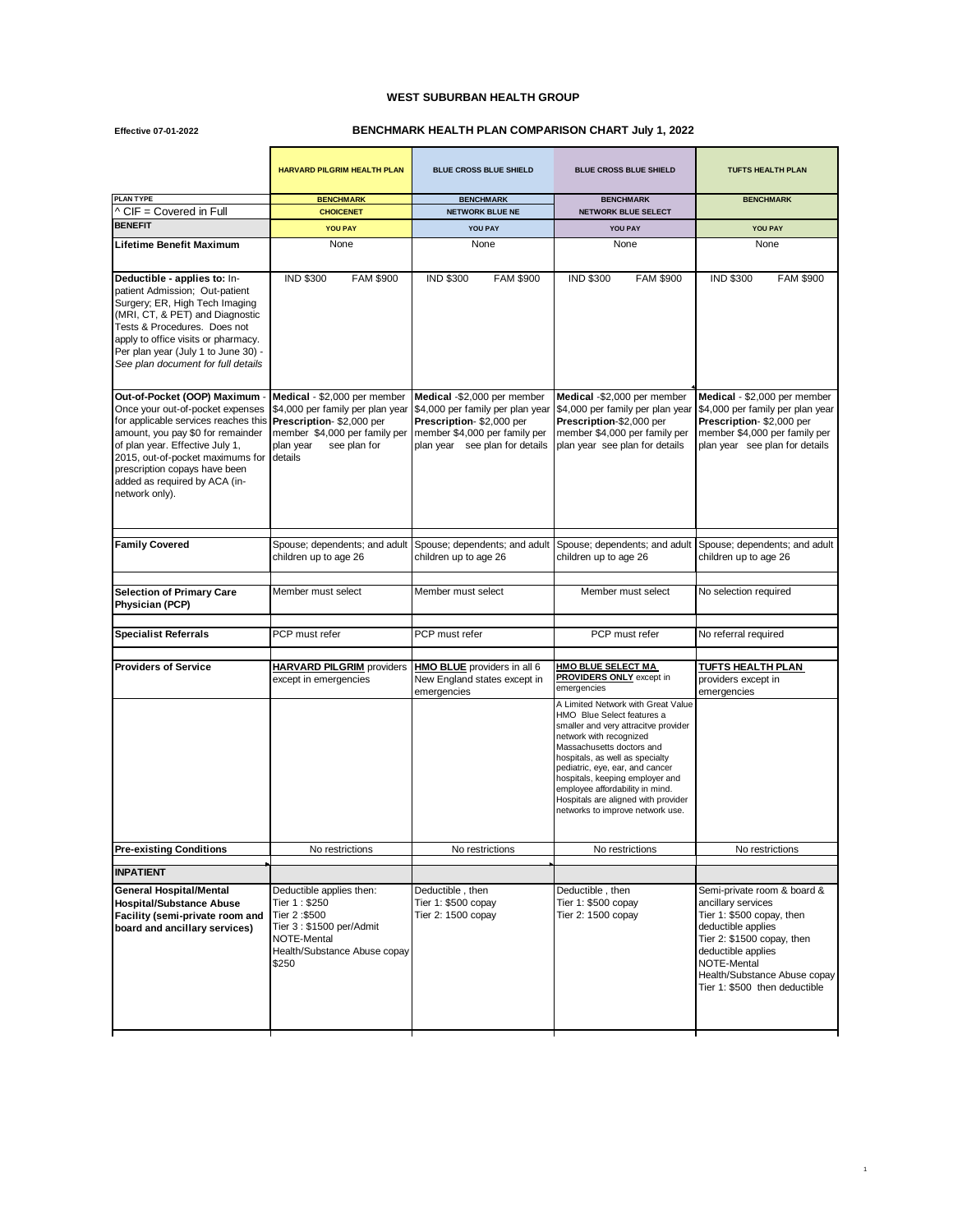# WEST SUBURBAN HEALTH GROUP

**Effective 07-01-2022**

## BENCHMARK HEALTH PLAN COMPARISON CHART July 1, 2022

| | HARVARD PILGRIM HEALTH PLAN | BLUE CROSS BLUE SHIELD | BLUE CROSS BLUE SHIELD | TUFTS HEALTH PLAN |
|---|---|---|---|---|
| **PLAN TYPE** | **BENCHMARK** | **BENCHMARK** | **BENCHMARK** | **BENCHMARK** |
| ^ CIF = Covered in Full | **CHOICENET** | **NETWORK BLUE NE** | **NETWORK BLUE SELECT** | |
| **BENEFIT** | **YOU PAY** | **YOU PAY** | **YOU PAY** | **YOU PAY** |
| **Lifetime Benefit Maximum** | None | None | None | None |
| **Deductible - applies to:** In-patient Admission; Out-patient Surgery; ER, High Tech Imaging (MRI, CT, & PET) and Diagnostic Tests & Procedures. Does not apply to office visits or pharmacy. Per plan year (July 1 to June 30) - *See plan document for full details* | IND $300 FAM $900 | IND $300 FAM $900 | IND $300 FAM $900 | IND $300 FAM $900 |
| **Out-of-Pocket (OOP) Maximum** - Once your out-of-pocket expenses for applicable services reaches this amount, you pay $0 for remainder of plan year. Effective July 1, 2015, out-of-pocket maximums for prescription copays have been added as required by ACA (in-network only). | **Medical** - $2,000 per member $4,000 per family per plan year **Prescription**- $2,000 per member $4,000 per family per plan year see plan for details | **Medical** -$2,000 per member $4,000 per family per plan year **Prescription**- $2,000 per member $4,000 per family per plan year see plan for details | **Medical** -$2,000 per member $4,000 per family per plan year **Prescription**-$2,000 per member $4,000 per family per plan year see plan for details | **Medical** - $2,000 per member $4,000 per family per plan year **Prescription**- $2,000 per member $4,000 per family per plan year see plan for details |
| **Family Covered** | Spouse; dependents; and adult children up to age 26 | Spouse; dependents; and adult children up to age 26 | Spouse; dependents; and adult children up to age 26 | Spouse; dependents; and adult children up to age 26 |
| **Selection of Primary Care Physician (PCP)** | Member must select | Member must select | Member must select | No selection required |
| **Specialist Referrals** | PCP must refer | PCP must refer | PCP must refer | No referral required |
| **Providers of Service** | **HARVARD PILGRIM** providers except in emergencies | **HMO BLUE** providers in all 6 New England states except in emergencies | **HMO BLUE SELECT MA PROVIDERS ONLY** except in emergencies<br>A Limited Network with Great Value HMO Blue Select features a smaller and very attracitve provider network with recognized Massachusetts doctors and hospitals, as well as specialty pediatric, eye, ear, and cancer hospitals, keeping employer and employee affordability in mind. Hospitals are aligned with provider networks to improve network use. | **TUFTS HEALTH PLAN** providers except in emergencies |
| **Pre-existing Conditions** | No restrictions | No restrictions | No restrictions | No restrictions |
| **INPATIENT** | | | | |
| **General Hospital/Mental Hospital/Substance Abuse Facility (semi-private room and board and ancillary services)** | Deductible applies then:<br>Tier 1 : $250<br>Tier 2 :$500<br>Tier 3 : $1500 per/Admit<br>NOTE-Mental Health/Substance Abuse copay $250 | Deductible , then<br>Tier 1: $500 copay<br>Tier 2: 1500 copay | Deductible , then<br>Tier 1: $500 copay<br>Tier 2: 1500 copay | Semi-private room & board & ancillary services<br>Tier 1: $500 copay, then deductible applies<br>Tier 2: $1500 copay, then deductible applies<br>NOTE-Mental Health/Substance Abuse copay Tier 1: $500 then deductible |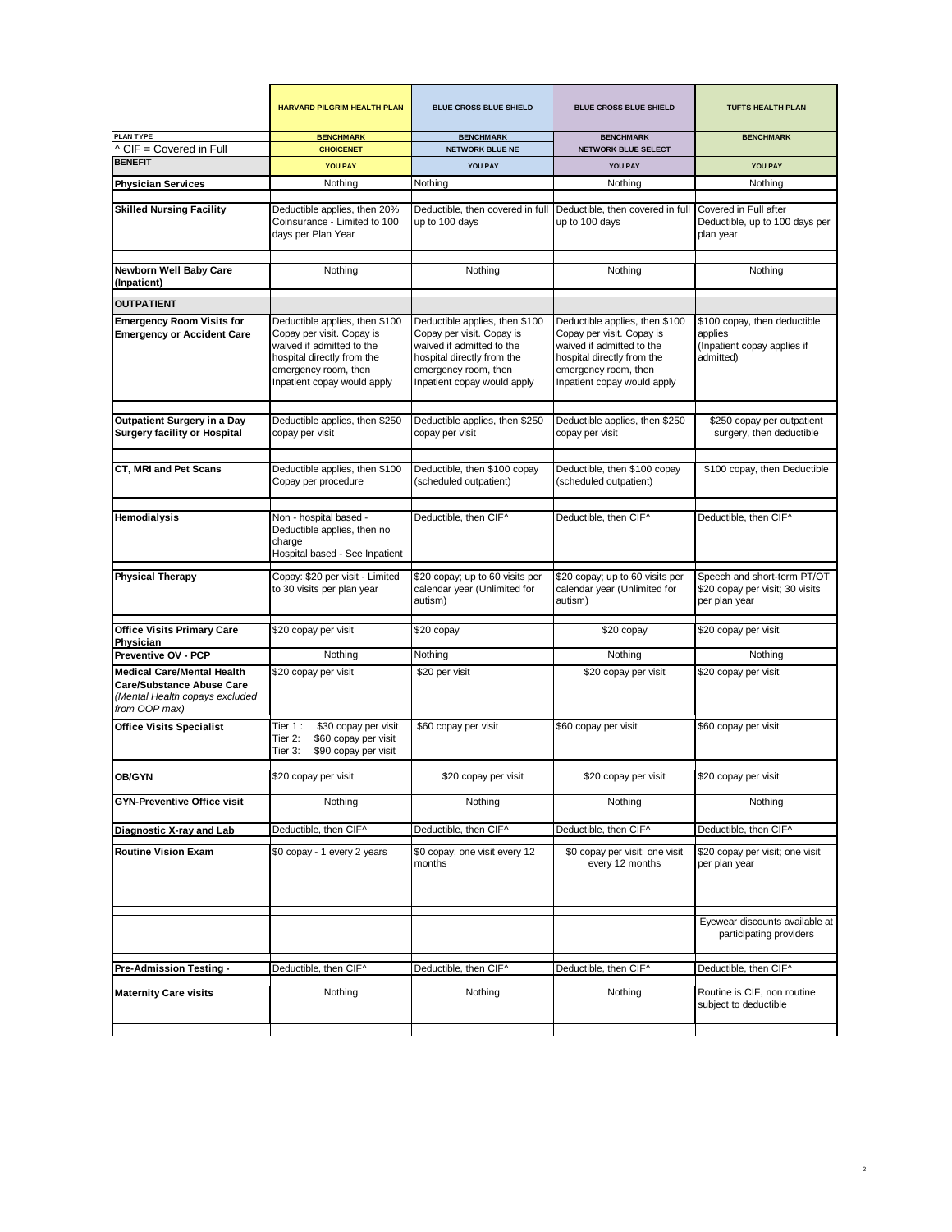| | HARVARD PILGRIM HEALTH PLAN | BLUE CROSS BLUE SHIELD | BLUE CROSS BLUE SHIELD | TUFTS HEALTH PLAN |
|---|---|---|---|---|
| **PLAN TYPE** | BENCHMARK | BENCHMARK | BENCHMARK | BENCHMARK |
| ^ CIF = Covered in Full | CHOICENET | NETWORK BLUE NE | NETWORK BLUE SELECT | |
| **BENEFIT** | YOU PAY | YOU PAY | YOU PAY | YOU PAY |
| **Physician Services** | Nothing | Nothing | Nothing | Nothing |
| **Skilled Nursing Facility** | Deductible applies, then 20% Coinsurance - Limited to 100 days per Plan Year | Deductible, then covered in full up to 100 days | Deductible, then covered in full up to 100 days | Covered in Full after Deductible, up to 100 days per plan year |
| **Newborn Well Baby Care (Inpatient)** | Nothing | Nothing | Nothing | Nothing |
| **OUTPATIENT** | | | | |
| **Emergency Room Visits for Emergency or Accident Care** | Deductible applies, then $100 Copay per visit. Copay is waived if admitted to the hospital directly from the emergency room, then Inpatient copay would apply | Deductible applies, then $100 Copay per visit. Copay is waived if admitted to the hospital directly from the emergency room, then Inpatient copay would apply | Deductible applies, then $100 Copay per visit. Copay is waived if admitted to the hospital directly from the emergency room, then Inpatient copay would apply | $100 copay, then deductible applies (Inpatient copay applies if admitted) |
| **Outpatient Surgery in a Day Surgery facility or Hospital** | Deductible applies, then $250 copay per visit | Deductible applies, then $250 copay per visit | Deductible applies, then $250 copay per visit | $250 copay per outpatient surgery, then deductible |
| **CT, MRI and Pet Scans** | Deductible applies, then $100 Copay per procedure | Deductible, then $100 copay (scheduled outpatient) | Deductible, then $100 copay (scheduled outpatient) | $100 copay, then Deductible |
| **Hemodialysis** | Non - hospital based - Deductible applies, then no charge<br>Hospital based - See Inpatient | Deductible, then CIF^ | Deductible, then CIF^ | Deductible, then CIF^ |
| **Physical Therapy** | Copay: $20 per visit - Limited to 30 visits per plan year | $20 copay; up to 60 visits per calendar year (Unlimited for autism) | $20 copay; up to 60 visits per calendar year (Unlimited for autism) | Speech and short-term PT/OT $20 copay per visit; 30 visits per plan year |
| **Office Visits Primary Care Physician** | $20 copay per visit | $20 copay | $20 copay | $20 copay per visit |
| **Preventive OV - PCP** | Nothing | Nothing | Nothing | Nothing |
| **Medical Care/Mental Health Care/Substance Abuse Care** *(Mental Health copays excluded from OOP max)* | $20 copay per visit | $20 per visit | $20 copay per visit | $20 copay per visit |
| **Office Visits Specialist** | Tier 1: $30 copay per visit<br>Tier 2: $60 copay per visit<br>Tier 3: $90 copay per visit | $60 copay per visit | $60 copay per visit | $60 copay per visit |
| **OB/GYN** | $20 copay per visit | $20 copay per visit | $20 copay per visit | $20 copay per visit |
| **GYN-Preventive Office visit** | Nothing | Nothing | Nothing | Nothing |
| **Diagnostic X-ray and Lab** | Deductible, then CIF^ | Deductible, then CIF^ | Deductible, then CIF^ | Deductible, then CIF^ |
| **Routine Vision Exam** | $0 copay - 1 every 2 years | $0 copay; one visit every 12 months | $0 copay per visit; one visit every 12 months | $20 copay per visit; one visit per plan year |
| | | | | Eyewear discounts available at participating providers |
| **Pre-Admission Testing -** | Deductible, then CIF^ | Deductible, then CIF^ | Deductible, then CIF^ | Deductible, then CIF^ |
| **Maternity Care visits** | Nothing | Nothing | Nothing | Routine is CIF, non routine subject to deductible |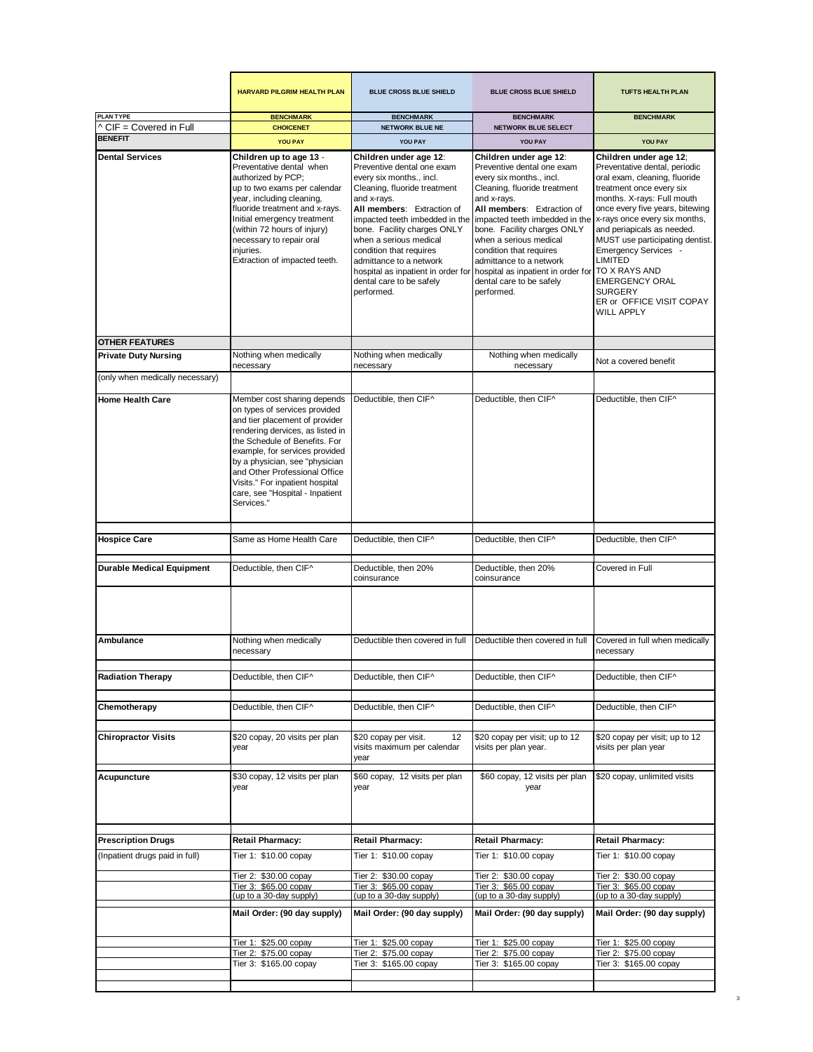| | HARVARD PILGRIM HEALTH PLAN | BLUE CROSS BLUE SHIELD | BLUE CROSS BLUE SHIELD | TUFTS HEALTH PLAN |
|---|---|---|---|---|
| **PLAN TYPE** | **BENCHMARK** | **BENCHMARK** | **BENCHMARK** | **BENCHMARK** |
| ^ CIF = Covered in Full | **CHOICENET** | **NETWORK BLUE NE** | **NETWORK BLUE SELECT** | |
| **BENEFIT** | **YOU PAY** | **YOU PAY** | **YOU PAY** | **YOU PAY** |
| **Dental Services** | **Children up to age 13** - Preventative dental when authorized by PCP; up to two exams per calendar year, including cleaning, fluoride treatment and x-rays. Initial emergency treatment (within 72 hours of injury) necessary to repair oral injuries. Extraction of impacted teeth. | **Children under age 12**: Preventive dental one exam every six months., incl. Cleaning, fluoride treatment and x-rays. **All members**: Extraction of impacted teeth imbedded in the bone. Facility charges ONLY when a serious medical condition that requires admittance to a network hospital as inpatient in order for dental care to be safely performed. | **Children under age 12**: Preventive dental one exam every six months., incl. Cleaning, fluoride treatment and x-rays. **All members**: Extraction of impacted teeth imbedded in the bone. Facility charges ONLY when a serious medical condition that requires admittance to a network hospital as inpatient in order for dental care to be safely performed. | **Children under age 12**; Preventative dental, periodic oral exam, cleaning, fluoride treatment once every six months. X-rays: Full mouth once every five years, bitewing x-rays once every six months, and periapicals as needed. MUST use participating dentist. Emergency Services - LIMITED TO X RAYS AND EMERGENCY ORAL SURGERY ER or OFFICE VISIT COPAY WILL APPLY |
| **OTHER FEATURES** | | | | |
| **Private Duty Nursing** | Nothing when medically necessary | Nothing when medically necessary | Nothing when medically necessary | Not a covered benefit |
| (only when medically necessary) | | | | |
| **Home Health Care** | Member cost sharing depends on types of services provided and tier placement of provider rendering devices, as listed in the Schedule of Benefits. For example, for services provided by a physician, see "physician and Other Professional Office Visits." For inpatient hospital care, see "Hospital - Inpatient Services." | Deductible, then CIF^ | Deductible, then CIF^ | Deductible, then CIF^ |
| **Hospice Care** | Same as Home Health Care | Deductible, then CIF^ | Deductible, then CIF^ | Deductible, then CIF^ |
| **Durable Medical Equipment** | Deductible, then CIF^ | Deductible, then 20% coinsurance | Deductible, then 20% coinsurance | Covered in Full |
| **Ambulance** | Nothing when medically necessary | Deductible then covered in full | Deductible then covered in full | Covered in full when medically necessary |
| **Radiation Therapy** | Deductible, then CIF^ | Deductible, then CIF^ | Deductible, then CIF^ | Deductible, then CIF^ |
| **Chemotherapy** | Deductible, then CIF^ | Deductible, then CIF^ | Deductible, then CIF^ | Deductible, then CIF^ |
| **Chiropractor Visits** | $20 copay, 20 visits per plan year | $20 copay per visit. 12 visits maximum per calendar year | $20 copay per visit; up to 12 visits per plan year. | $20 copay per visit; up to 12 visits per plan year |
| **Acupuncture** | $30 copay, 12 visits per plan year | $60 copay, 12 visits per plan year | $60 copay, 12 visits per plan year | $20 copay, unlimited visits |
| **Prescription Drugs** | **Retail Pharmacy:** | **Retail Pharmacy:** | **Retail Pharmacy:** | **Retail Pharmacy:** |
| (Inpatient drugs paid in full) | Tier 1: $10.00 copay | Tier 1: $10.00 copay | Tier 1: $10.00 copay | Tier 1: $10.00 copay |
| | Tier 2: $30.00 copay<br>Tier 3: $65.00 copay<br>(up to a 30-day supply) | Tier 2: $30.00 copay<br>Tier 3: $65.00 copay<br>(up to a 30-day supply) | Tier 2: $30.00 copay<br>Tier 3: $65.00 copay<br>(up to a 30-day supply) | Tier 2: $30.00 copay<br>Tier 3: $65.00 copay<br>(up to a 30-day supply) |
| | **Mail Order: (90 day supply)** | **Mail Order: (90 day supply)** | **Mail Order: (90 day supply)** | **Mail Order: (90 day supply)** |
| | Tier 1: $25.00 copay<br>Tier 2: $75.00 copay<br>Tier 3: $165.00 copay | Tier 1: $25.00 copay<br>Tier 2: $75.00 copay<br>Tier 3: $165.00 copay | Tier 1: $25.00 copay<br>Tier 2: $75.00 copay<br>Tier 3: $165.00 copay | Tier 1: $25.00 copay<br>Tier 2: $75.00 copay<br>Tier 3: $165.00 copay |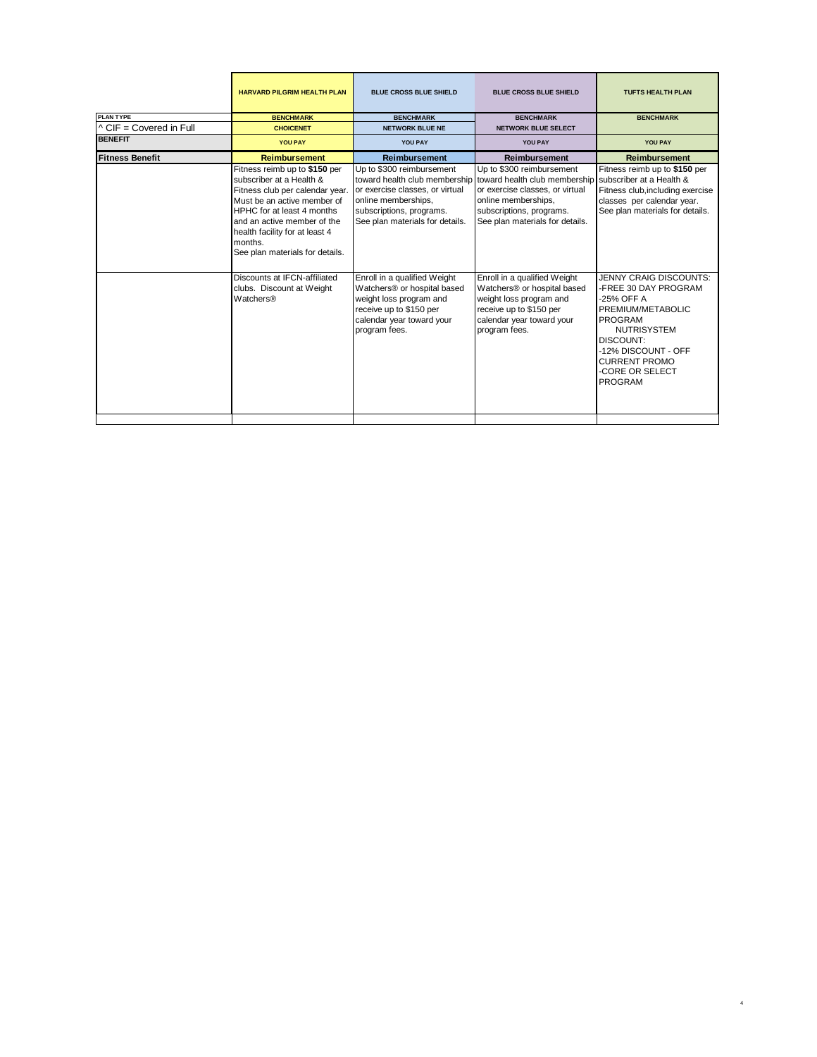| | HARVARD PILGRIM HEALTH PLAN | BLUE CROSS BLUE SHIELD | BLUE CROSS BLUE SHIELD | TUFTS HEALTH PLAN |
|---|---|---|---|---|
| PLAN TYPE | BENCHMARK | BENCHMARK | BENCHMARK | BENCHMARK |
| ^ CIF = Covered in Full | CHOICENET | NETWORK BLUE NE | NETWORK BLUE SELECT | |
| BENEFIT | YOU PAY | YOU PAY | YOU PAY | YOU PAY |
| **Fitness Benefit** | **Reimbursement** | **Reimbursement** | **Reimbursement** | **Reimbursement** |
| | Fitness reimb up to **$150** per subscriber at a Health & Fitness club per calendar year. Must be an active member of HPHC for at least 4 months and an active member of the health facility for at least 4 months. See plan materials for details. | Up to $300 reimbursement toward health club membership or exercise classes, or virtual online memberships, subscriptions, programs. See plan materials for details. | Up to $300 reimbursement toward health club membership or exercise classes, or virtual online memberships, subscriptions, programs. See plan materials for details. | Fitness reimb up to **$150** per subscriber at a Health & Fitness club,including exercise classes per calendar year. See plan materials for details. |
| | Discounts at IFCN-affiliated clubs. Discount at Weight Watchers® | Enroll in a qualified Weight Watchers® or hospital based weight loss program and receive up to $150 per calendar year toward your program fees. | Enroll in a qualified Weight Watchers® or hospital based weight loss program and receive up to $150 per calendar year toward your program fees. | JENNY CRAIG DISCOUNTS: -FREE 30 DAY PROGRAM -25% OFF A PREMIUM/METABOLIC PROGRAM NUTRISYSTEM DISCOUNT: -12% DISCOUNT - OFF CURRENT PROMO -CORE OR SELECT PROGRAM |
| | | | | |